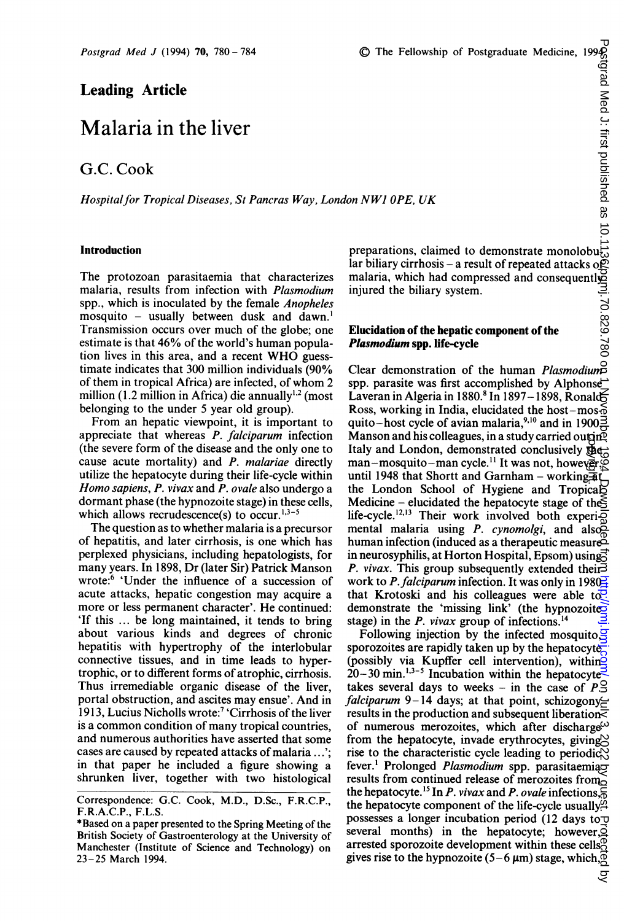# Leading Article

# Malaria in the liver

G.C. Cook

*Hospital for Tropical Diseases, St Pancras Way, London NW1 0PE, UK*

## Introduction

The protozoan parasitaemia that characterizes malaria, results from infection with *Plasmodium* spp., which is inoculated by the female *Anopheles* mosquito – usually between dusk and dawn.[1] Transmission occurs over much of the globe; one estimate is that 46% of the world's human population lives in this area, and a recent WHO guesstimate indicates that 300 million individuals (90% of them in tropical Africa) are infected, of whom 2 million (1.2 million in Africa) die annually[1,2] (most belonging to the under 5 year old group).

From an hepatic viewpoint, it is important to appreciate that whereas *P. falciparum* infection (the severe form of the disease and the only one to cause acute mortality) and *P. malariae* directly utilize the hepatocyte during their life-cycle within *Homo sapiens*, *P. vivax* and *P. ovale* also undergo a dormant phase (the hypnozoite stage) in these cells, which allows recrudescence(s) to occur.[1,3-5]

The question as to whether malaria is a precursor of hepatitis, and later cirrhosis, is one which has perplexed physicians, including hepatologists, for many years. In 1898, Dr (later Sir) Patrick Manson wrote:[6] 'Under the influence of a succession of acute attacks, hepatic congestion may acquire a more or less permanent character'. He continued: 'If this ... be long maintained, it tends to bring about various kinds and degrees of chronic hepatitis with hypertrophy of the interlobular connective tissues, and in time leads to hypertrophic, or to different forms of atrophic, cirrhosis. Thus irremediable organic disease of the liver, portal obstruction, and ascites may ensue'. And in 1913, Lucius Nicholls wrote:[7] 'Cirrhosis of the liver is a common condition of many tropical countries, and numerous authorities have asserted that some cases are caused by repeated attacks of malaria ...'; in that paper he included a figure showing a shrunken liver, together with two histological preparations, claimed to demonstrate monolobular biliary cirrhosis – a result of repeated attacks of malaria, which had compressed and consequently injured the biliary system.

## Elucidation of the hepatic component of the *Plasmodium* spp. life-cycle

Clear demonstration of the human *Plasmodium* spp. parasite was first accomplished by Alphonse Laveran in Algeria in 1880.[8] In 1897–1898, Ronald Ross, working in India, elucidated the host–mosquito–host cycle of avian malaria,[9,10] and in 1900 Manson and his colleagues, in a study carried out in Italy and London, demonstrated conclusively the man–mosquito–man cycle.[11] It was not, however, until 1948 that Shortt and Garnham – working at the London School of Hygiene and Tropical Medicine – elucidated the hepatocyte stage of the life-cycle.[12,13] Their work involved both experimental malaria using *P. cynomolgi*, and also human infection (induced as a therapeutic measure in neurosyphilis, at Horton Hospital, Epsom) using *P. vivax*. This group subsequently extended their work to *P. falciparum* infection. It was only in 1980 that Krotoski and his colleagues were able to demonstrate the 'missing link' (the hypnozoite stage) in the *P. vivax* group of infections.[14]

Following injection by the infected mosquito, sporozoites are rapidly taken up by the hepatocyte (possibly via Kupffer cell intervention), within 20–30 min.[1,3-5] Incubation within the hepatocyte takes several days to weeks – in the case of *P. falciparum* 9–14 days; at that point, schizogony results in the production and subsequent liberation of numerous merozoites, which after discharge from the hepatocyte, invade erythrocytes, giving rise to the characteristic cycle leading to periodic fever.[1] Prolonged *Plasmodium* spp. parasitaemia results from continued release of merozoites from the hepatocyte.[15] In *P. vivax* and *P. ovale* infections, the hepatocyte component of the life-cycle usually possesses a longer incubation period (12 days to several months) in the hepatocyte; however, arrested sporozoite development within these cells gives rise to the hypnozoite (5–6 μm) stage, which,

Correspondence: G.C. Cook, M.D., D.Sc., F.R.C.P., F.R.A.C.P., F.L.S.

*Based on a paper presented to the Spring Meeting of the British Society of Gastroenterology at the University of Manchester (Institute of Science and Technology) on 23–25 March 1994.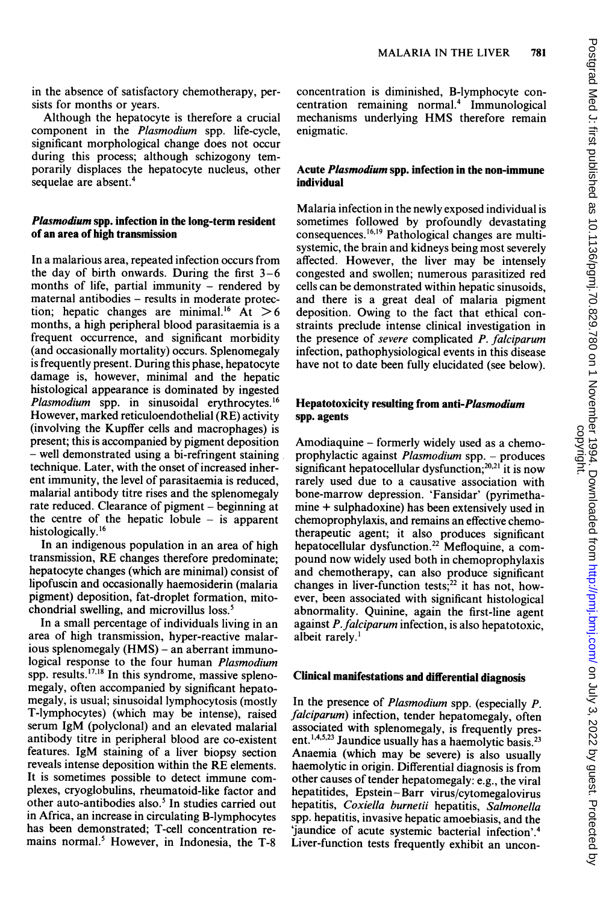in the absence of satisfactory chemotherapy, persists for months or years.

Although the hepatocyte is therefore a crucial component in the *Plasmodium* spp. life-cycle, significant morphological change does not occur during this process; although schizogony temporarily displaces the hepatocyte nucleus, other sequelae are absent.[4]

### *Plasmodium* spp. infection in the long-term resident of an area of high transmission

In a malarious area, repeated infection occurs from the day of birth onwards. During the first 3–6 months of life, partial immunity – rendered by maternal antibodies – results in moderate protection; hepatic changes are minimal.[16] At >6 months, a high peripheral blood parasitaemia is a frequent occurrence, and significant morbidity (and occasionally mortality) occurs. Splenomegaly is frequently present. During this phase, hepatocyte damage is, however, minimal and the hepatic histological appearance is dominated by ingested *Plasmodium* spp. in sinusoidal erythrocytes.[16] However, marked reticuloendothelial (RE) activity (involving the Kupffer cells and macrophages) is present; this is accompanied by pigment deposition – well demonstrated using a bi-refringent staining technique. Later, with the onset of increased inherent immunity, the level of parasitaemia is reduced, malarial antibody titre rises and the splenomegaly rate reduced. Clearance of pigment – beginning at the centre of the hepatic lobule – is apparent histologically.[16]

In an indigenous population in an area of high transmission, RE changes therefore predominate; hepatocyte changes (which are minimal) consist of lipofuscin and occasionally haemosiderin (malaria pigment) deposition, fat-droplet formation, mitochondrial swelling, and microvillus loss.[5]

In a small percentage of individuals living in an area of high transmission, hyper-reactive malarious splenomegaly (HMS) – an aberrant immunological response to the four human *Plasmodium* spp. results.[17,18] In this syndrome, massive splenomegaly, often accompanied by significant hepatomegaly, is usual; sinusoidal lymphocytosis (mostly T-lymphocytes) (which may be intense), raised serum IgM (polyclonal) and an elevated malarial antibody titre in peripheral blood are co-existent features. IgM staining of a liver biopsy section reveals intense deposition within the RE elements. It is sometimes possible to detect immune complexes, cryoglobulins, rheumatoid-like factor and other auto-antibodies also.[5] In studies carried out in Africa, an increase in circulating B-lymphocytes has been demonstrated; T-cell concentration remains normal.[5] However, in Indonesia, the T-8 concentration is diminished, B-lymphocyte concentration remaining normal.[4] Immunological mechanisms underlying HMS therefore remain enigmatic.

### Acute *Plasmodium* spp. infection in the non-immune individual

Malaria infection in the newly exposed individual is sometimes followed by profoundly devastating consequences.[16,19] Pathological changes are multisystemic, the brain and kidneys being most severely affected. However, the liver may be intensely congested and swollen; numerous parasitized red cells can be demonstrated within hepatic sinusoids, and there is a great deal of malaria pigment deposition. Owing to the fact that ethical constraints preclude intense clinical investigation in the presence of *severe* complicated *P. falciparum* infection, pathophysiological events in this disease have not to date been fully elucidated (see below).

### Hepatotoxicity resulting from anti-*Plasmodium* spp. agents

Amodiaquine – formerly widely used as a chemoprophylactic against *Plasmodium* spp. – produces significant hepatocellular dysfunction;[20,21] it is now rarely used due to a causative association with bone-marrow depression. 'Fansidar' (pyrimethamine + sulphadoxine) has been extensively used in chemoprophylaxis, and remains an effective chemotherapeutic agent; it also produces significant hepatocellular dysfunction.[22] Mefloquine, a compound now widely used both in chemoprophylaxis and chemotherapy, can also produce significant changes in liver-function tests;[22] it has not, however, been associated with significant histological abnormality. Quinine, again the first-line agent against *P. falciparum* infection, is also hepatotoxic, albeit rarely.[1]

### Clinical manifestations and differential diagnosis

In the presence of *Plasmodium* spp. (especially *P. falciparum*) infection, tender hepatomegaly, often associated with splenomegaly, is frequently present.[1,4,5,23] Jaundice usually has a haemolytic basis.[23] Anaemia (which may be severe) is also usually haemolytic in origin. Differential diagnosis is from other causes of tender hepatomegaly: e.g., the viral hepatitides, Epstein–Barr virus/cytomegalovirus hepatitis, *Coxiella burnetii* hepatitis, *Salmonella* spp. hepatitis, invasive hepatic amoebiasis, and the 'jaundice of acute systemic bacterial infection'.[4] Liver-function tests frequently exhibit an uncon-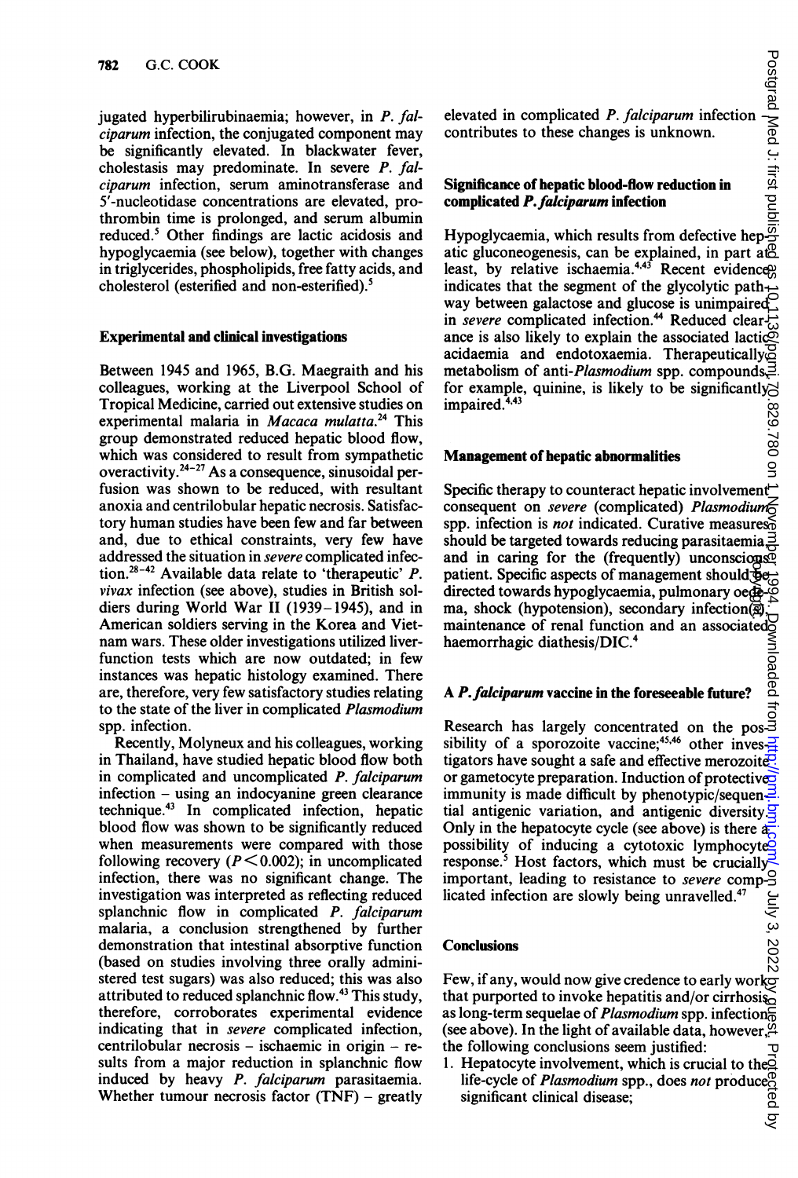jugated hyperbilirubinaemia; however, in *P. falciparum* infection, the conjugated component may be significantly elevated. In blackwater fever, cholestasis may predominate. In severe *P. falciparum* infection, serum aminotransferase and 5'-nucleotidase concentrations are elevated, prothrombin time is prolonged, and serum albumin reduced.[5] Other findings are lactic acidosis and hypoglycaemia (see below), together with changes in triglycerides, phospholipids, free fatty acids, and cholesterol (esterified and non-esterified).[5]

## Experimental and clinical investigations

Between 1945 and 1965, B.G. Maegraith and his colleagues, working at the Liverpool School of Tropical Medicine, carried out extensive studies on experimental malaria in *Macaca mulatta*.[24] This group demonstrated reduced hepatic blood flow, which was considered to result from sympathetic overactivity.[24-27] As a consequence, sinusoidal perfusion was shown to be reduced, with resultant anoxia and centrilobular hepatic necrosis. Satisfactory human studies have been few and far between and, due to ethical constraints, very few have addressed the situation in *severe* complicated infection.[28-42] Available data relate to 'therapeutic' *P. vivax* infection (see above), studies in British soldiers during World War II (1939–1945), and in American soldiers serving in the Korea and Vietnam wars. These older investigations utilized liver-function tests which are now outdated; in few instances was hepatic histology examined. There are, therefore, very few satisfactory studies relating to the state of the liver in complicated *Plasmodium* spp. infection.

Recently, Molyneux and his colleagues, working in Thailand, have studied hepatic blood flow both in complicated and uncomplicated *P. falciparum* infection – using an indocyanine green clearance technique.[43] In complicated infection, hepatic blood flow was shown to be significantly reduced when measurements were compared with those following recovery ($P < 0.002$); in uncomplicated infection, there was no significant change. The investigation was interpreted as reflecting reduced splanchnic flow in complicated *P. falciparum* malaria, a conclusion strengthened by further demonstration that intestinal absorptive function (based on studies involving three orally administered test sugars) was also reduced; this was also attributed to reduced splanchnic flow.[43] This study, therefore, corroborates experimental evidence indicating that in *severe* complicated infection, centrilobular necrosis – ischaemic in origin – results from a major reduction in splanchnic flow induced by heavy *P. falciparum* parasitaemia. Whether tumour necrosis factor (TNF) – greatly elevated in complicated *P. falciparum* infection – contributes to these changes is unknown.

## Significance of hepatic blood-flow reduction in complicated *P. falciparum* infection

Hypoglycaemia, which results from defective hepatic gluconeogenesis, can be explained, in part at least, by relative ischaemia.[4,43] Recent evidence indicates that the segment of the glycolytic pathway between galactose and glucose is unimpaired in *severe* complicated infection.[44] Reduced clearance is also likely to explain the associated lactic acidaemia and endotoxaemia. Therapeutically, metabolism of anti-*Plasmodium* spp. compounds, for example, quinine, is likely to be significantly impaired.[4,43]

## Management of hepatic abnormalities

Specific therapy to counteract hepatic involvement consequent on *severe* (complicated) *Plasmodium* spp. infection is *not* indicated. Curative measures should be targeted towards reducing parasitaemia, and in caring for the (frequently) unconscious patient. Specific aspects of management should be directed towards hypoglycaemia, pulmonary oedema, shock (hypotension), secondary infection(s), maintenance of renal function and an associated haemorrhagic diathesis/DIC.[4]

## A *P. falciparum* vaccine in the foreseeable future?

Research has largely concentrated on the possibility of a sporozoite vaccine;[45,46] other investigators have sought a safe and effective merozoite or gametocyte preparation. Induction of protective immunity is made difficult by phenotypic/sequential antigenic variation, and antigenic diversity. Only in the hepatocyte cycle (see above) is there a possibility of inducing a cytotoxic lymphocyte response.[5] Host factors, which must be crucially important, leading to resistance to *severe* complicated infection are slowly being unravelled.[47]

## Conclusions

Few, if any, would now give credence to early work that purported to invoke hepatitis and/or cirrhosis as long-term sequelae of *Plasmodium* spp. infection (see above). In the light of available data, however, the following conclusions seem justified:

1. Hepatocyte involvement, which is crucial to the life-cycle of *Plasmodium* spp., does *not* produce significant clinical disease;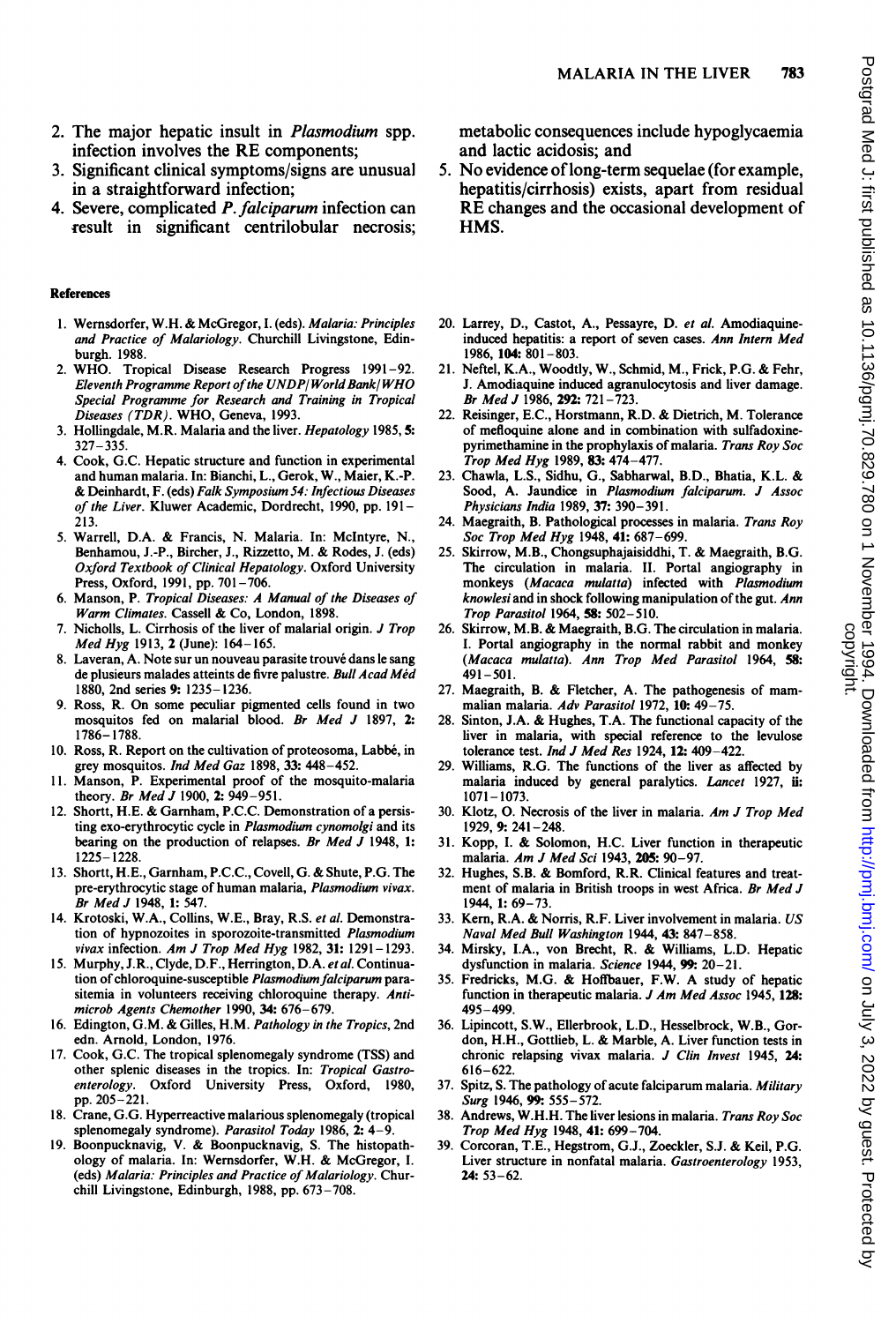2. The major hepatic insult in *Plasmodium* spp. infection involves the RE components;
3. Significant clinical symptoms/signs are unusual in a straightforward infection;
4. Severe, complicated *P. falciparum* infection can result in significant centrilobular necrosis; metabolic consequences include hypoglycaemia and lactic acidosis; and
5. No evidence of long-term sequelae (for example, hepatitis/cirrhosis) exists, apart from residual RE changes and the occasional development of HMS.

#### References

1. Wernsdorfer, W.H. & McGregor, I. (eds). *Malaria: Principles and Practice of Malariology*. Churchill Livingstone, Edinburgh. 1988.
2. WHO. Tropical Disease Research Progress 1991–92. *Eleventh Programme Report of the UNDP/World Bank/WHO Special Programme for Research and Training in Tropical Diseases (TDR)*. WHO, Geneva, 1993.
3. Hollingdale, M.R. Malaria and the liver. *Hepatology* 1985, **5**: 327–335.
4. Cook, G.C. Hepatic structure and function in experimental and human malaria. In: Bianchi, L., Gerok, W., Maier, K.-P. & Deinhardt, F. (eds) *Falk Symposium 54: Infectious Diseases of the Liver*. Kluwer Academic, Dordrecht, 1990, pp. 191–213.
5. Warrell, D.A. & Francis, N. Malaria. In: McIntyre, N., Benhamou, J.-P., Bircher, J., Rizzetto, M. & Rodes, J. (eds) *Oxford Textbook of Clinical Hepatology*. Oxford University Press, Oxford, 1991, pp. 701–706.
6. Manson, P. *Tropical Diseases: A Manual of the Diseases of Warm Climates*. Cassell & Co, London, 1898.
7. Nicholls, L. Cirrhosis of the liver of malarial origin. *J Trop Med Hyg* 1913, **2** (June): 164–165.
8. Laveran, A. Note sur un nouveau parasite trouvé dans le sang de plusieurs malades atteints de fivre palustre. *Bull Acad Méd* 1880, 2nd series **9**: 1235–1236.
9. Ross, R. On some peculiar pigmented cells found in two mosquitos fed on malarial blood. *Br Med J* 1897, **2**: 1786–1788.
10. Ross, R. Report on the cultivation of proteosoma, Labbé, in grey mosquitos. *Ind Med Gaz* 1898, **33**: 448–452.
11. Manson, P. Experimental proof of the mosquito-malaria theory. *Br Med J* 1900, **2**: 949–951.
12. Shortt, H.E. & Garnham, P.C.C. Demonstration of a persisting exo-erythrocytic cycle in *Plasmodium cynomolgi* and its bearing on the production of relapses. *Br Med J* 1948, **1**: 1225–1228.
13. Shortt, H.E., Garnham, P.C.C., Covell, G. & Shute, P.G. The pre-erythrocytic stage of human malaria, *Plasmodium vivax*. *Br Med J* 1948, **1**: 547.
14. Krotoski, W.A., Collins, W.E., Bray, R.S. *et al.* Demonstration of hypnozoites in sporozoite-transmitted *Plasmodium vivax* infection. *Am J Trop Med Hyg* 1982, **31**: 1291–1293.
15. Murphy, J.R., Clyde, D.F., Herrington, D.A. *et al.* Continuation of chloroquine-susceptible *Plasmodium falciparum* parasitemia in volunteers receiving chloroquine therapy. *Antimicrob Agents Chemother* 1990, **34**: 676–679.
16. Edington, G.M. & Gilles, H.M. *Pathology in the Tropics*, 2nd edn. Arnold, London, 1976.
17. Cook, G.C. The tropical splenomegaly syndrome (TSS) and other splenic diseases in the tropics. In: *Tropical Gastroenterology*. Oxford University Press, Oxford, 1980, pp. 205–221.
18. Crane, G.G. Hyperreactive malarious splenomegaly (tropical splenomegaly syndrome). *Parasitol Today* 1986, **2**: 4–9.
19. Boonpucknavig, V. & Boonpucknavig, S. The histopathology of malaria. In: Wernsdorfer, W.H. & McGregor, I. (eds) *Malaria: Principles and Practice of Malariology*. Churchill Livingstone, Edinburgh, 1988, pp. 673–708.
20. Larrey, D., Castot, A., Pessayre, D. *et al.* Amodiaquine-induced hepatitis: a report of seven cases. *Ann Intern Med* 1986, **104**: 801–803.
21. Neftel, K.A., Woodtly, W., Schmid, M., Frick, P.G. & Fehr, J. Amodiaquine induced agranulocytosis and liver damage. *Br Med J* 1986, **292**: 721–723.
22. Reisinger, E.C., Horstmann, R.D. & Dietrich, M. Tolerance of mefloquine alone and in combination with sulfadoxine-pyrimethamine in the prophylaxis of malaria. *Trans Roy Soc Trop Med Hyg* 1989, **83**: 474–477.
23. Chawla, L.S., Sidhu, G., Sabharwal, B.D., Bhatia, K.L. & Sood, A. Jaundice in *Plasmodium falciparum*. *J Assoc Physicians India* 1989, **37**: 390–391.
24. Maegraith, B. Pathological processes in malaria. *Trans Roy Soc Trop Med Hyg* 1948, **41**: 687–699.
25. Skirrow, M.B., Chongsuphajaisiddhi, T. & Maegraith, B.G. The circulation in malaria. II. Portal angiography in monkeys (*Macaca mulatta*) infected with *Plasmodium knowlesi* and in shock following manipulation of the gut. *Ann Trop Parasitol* 1964, **58**: 502–510.
26. Skirrow, M.B. & Maegraith, B.G. The circulation in malaria. I. Portal angiography in the normal rabbit and monkey (*Macaca mulatta*). *Ann Trop Med Parasitol* 1964, **58**: 491–501.
27. Maegraith, B. & Fletcher, A. The pathogenesis of mammalian malaria. *Adv Parasitol* 1972, **10**: 49–75.
28. Sinton, J.A. & Hughes, T.A. The functional capacity of the liver in malaria, with special reference to the levulose tolerance test. *Ind J Med Res* 1924, **12**: 409–422.
29. Williams, R.G. The functions of the liver as affected by malaria induced by general paralytics. *Lancet* 1927, **ii**: 1071–1073.
30. Klotz, O. Necrosis of the liver in malaria. *Am J Trop Med* 1929, **9**: 241–248.
31. Kopp, I. & Solomon, H.C. Liver function in therapeutic malaria. *Am J Med Sci* 1943, **205**: 90–97.
32. Hughes, S.B. & Bomford, R.R. Clinical features and treatment of malaria in British troops in west Africa. *Br Med J* 1944, **1**: 69–73.
33. Kern, R.A. & Norris, R.F. Liver involvement in malaria. *US Naval Med Bull Washington* 1944, **43**: 847–858.
34. Mirsky, I.A., von Brecht, R. & Williams, L.D. Hepatic dysfunction in malaria. *Science* 1944, **99**: 20–21.
35. Fredricks, M.G. & Hoffbauer, F.W. A study of hepatic function in therapeutic malaria. *J Am Med Assoc* 1945, **128**: 495–499.
36. Lipincott, S.W., Ellerbrook, L.D., Hesselbrock, W.B., Gordon, H.H., Gottlieb, L. & Marble, A. Liver function tests in chronic relapsing vivax malaria. *J Clin Invest* 1945, **24**: 616–622.
37. Spitz, S. The pathology of acute falciparum malaria. *Military Surg* 1946, **99**: 555–572.
38. Andrews, W.H.H. The liver lesions in malaria. *Trans Roy Soc Trop Med Hyg* 1948, **41**: 699–704.
39. Corcoran, T.E., Hegstrom, G.J., Zoeckler, S.J. & Keil, P.G. Liver structure in nonfatal malaria. *Gastroenterology* 1953, **24**: 53–62.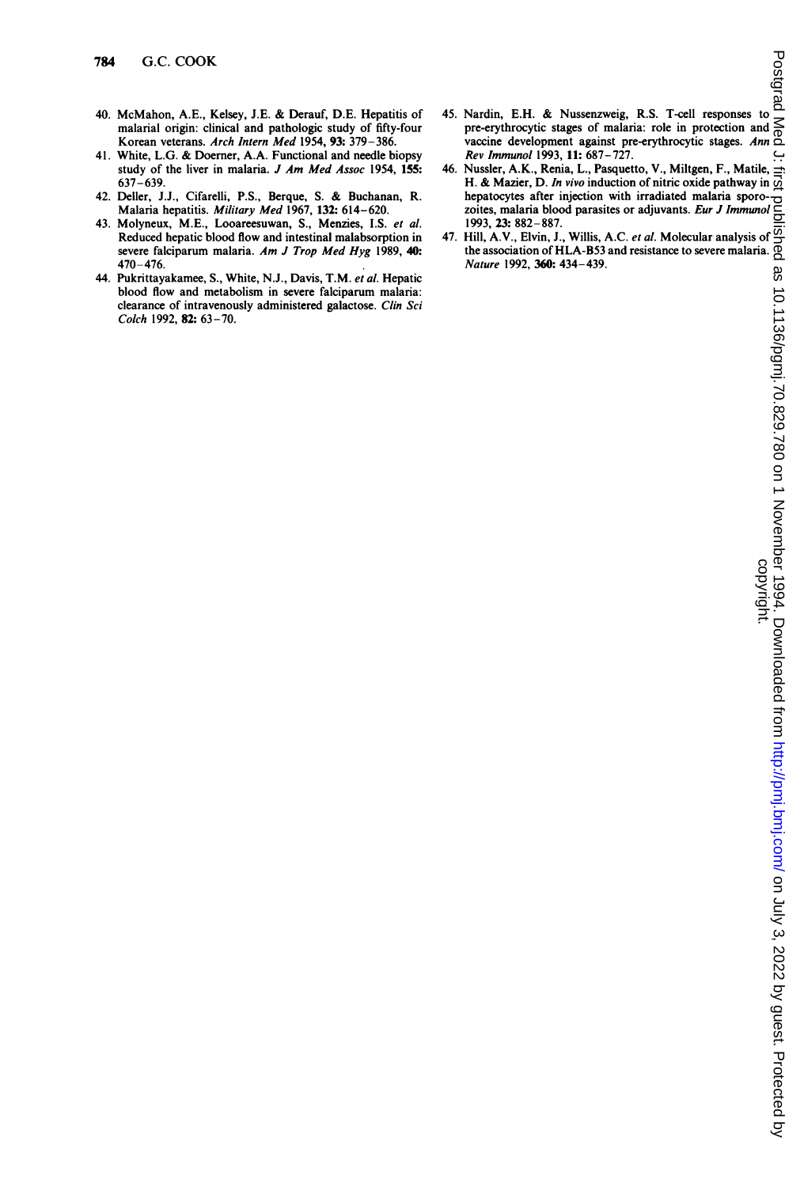40. McMahon, A.E., Kelsey, J.E. & Derauf, D.E. Hepatitis of malarial origin: clinical and pathologic study of fifty-four Korean veterans. *Arch Intern Med* 1954, **93:** 379–386.
41. White, L.G. & Doerner, A.A. Functional and needle biopsy study of the liver in malaria. *J Am Med Assoc* 1954, **155:** 637–639.
42. Deller, J.J., Cifarelli, P.S., Berque, S. & Buchanan, R. Malaria hepatitis. *Military Med* 1967, **132:** 614–620.
43. Molyneux, M.E., Looareesuwan, S., Menzies, I.S. *et al.* Reduced hepatic blood flow and intestinal malabsorption in severe falciparum malaria. *Am J Trop Med Hyg* 1989, **40:** 470–476.
44. Pukrittayakamee, S., White, N.J., Davis, T.M. *et al.* Hepatic blood flow and metabolism in severe falciparum malaria: clearance of intravenously administered galactose. *Clin Sci Colch* 1992, **82:** 63–70.
45. Nardin, E.H. & Nussenzweig, R.S. T-cell responses to pre-erythrocytic stages of malaria: role in protection and vaccine development against pre-erythrocytic stages. *Ann Rev Immunol* 1993, **11:** 687–727.
46. Nussler, A.K., Renia, L., Pasquetto, V., Miltgen, F., Matile, H. & Mazier, D. *In vivo* induction of nitric oxide pathway in hepatocytes after injection with irradiated malaria sporozoites, malaria blood parasites or adjuvants. *Eur J Immunol* 1993, **23:** 882–887.
47. Hill, A.V., Elvin, J., Willis, A.C. *et al.* Molecular analysis of the association of HLA-B53 and resistance to severe malaria. *Nature* 1992, **360:** 434–439.